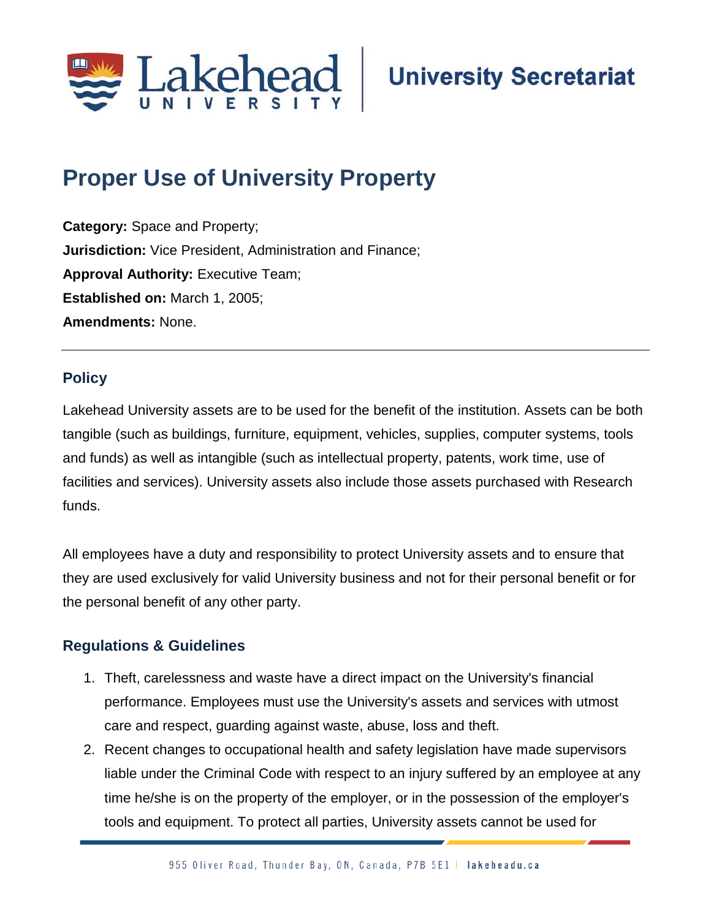# Proper Use of University Property

**Category:** Space and Property;
**Jurisdiction:** Vice President, Administration and Finance;
**Approval Authority:** Executive Team;
**Established on:** March 1, 2005;
**Amendments:** None.

---

## Policy

Lakehead University assets are to be used for the benefit of the institution. Assets can be both tangible (such as buildings, furniture, equipment, vehicles, supplies, computer systems, tools and funds) as well as intangible (such as intellectual property, patents, work time, use of facilities and services). University assets also include those assets purchased with Research funds.

All employees have a duty and responsibility to protect University assets and to ensure that they are used exclusively for valid University business and not for their personal benefit or for the personal benefit of any other party.

## Regulations & Guidelines

1. Theft, carelessness and waste have a direct impact on the University's financial performance. Employees must use the University's assets and services with utmost care and respect, guarding against waste, abuse, loss and theft.
2. Recent changes to occupational health and safety legislation have made supervisors liable under the Criminal Code with respect to an injury suffered by an employee at any time he/she is on the property of the employer, or in the possession of the employer's tools and equipment. To protect all parties, University assets cannot be used for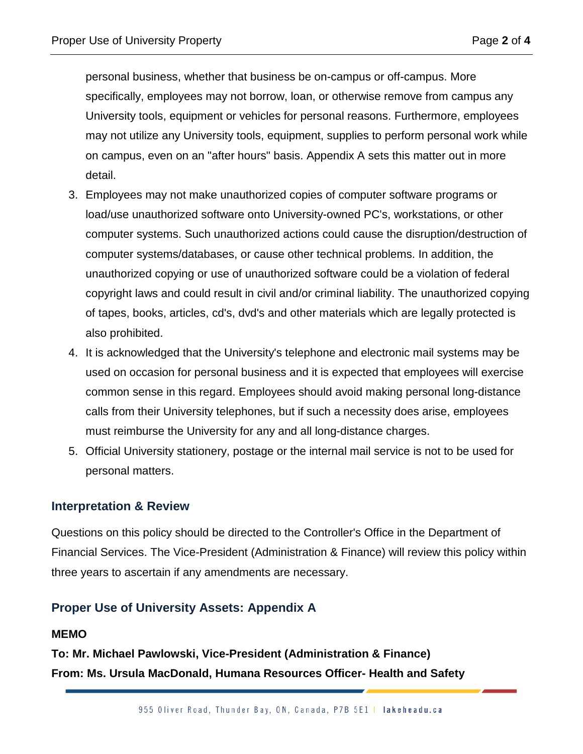personal business, whether that business be on-campus or off-campus. More specifically, employees may not borrow, loan, or otherwise remove from campus any University tools, equipment or vehicles for personal reasons. Furthermore, employees may not utilize any University tools, equipment, supplies to perform personal work while on campus, even on an "after hours" basis. Appendix A sets this matter out in more detail.

3. Employees may not make unauthorized copies of computer software programs or load/use unauthorized software onto University-owned PC's, workstations, or other computer systems. Such unauthorized actions could cause the disruption/destruction of computer systems/databases, or cause other technical problems. In addition, the unauthorized copying or use of unauthorized software could be a violation of federal copyright laws and could result in civil and/or criminal liability. The unauthorized copying of tapes, books, articles, cd's, dvd's and other materials which are legally protected is also prohibited.
4. It is acknowledged that the University's telephone and electronic mail systems may be used on occasion for personal business and it is expected that employees will exercise common sense in this regard. Employees should avoid making personal long-distance calls from their University telephones, but if such a necessity does arise, employees must reimburse the University for any and all long-distance charges.
5. Official University stationery, postage or the internal mail service is not to be used for personal matters.

## Interpretation & Review

Questions on this policy should be directed to the Controller's Office in the Department of Financial Services. The Vice-President (Administration & Finance) will review this policy within three years to ascertain if any amendments are necessary.

## Proper Use of University Assets: Appendix A

**MEMO**

**To: Mr. Michael Pawlowski, Vice-President (Administration & Finance)**
**From: Ms. Ursula MacDonald, Humana Resources Officer- Health and Safety**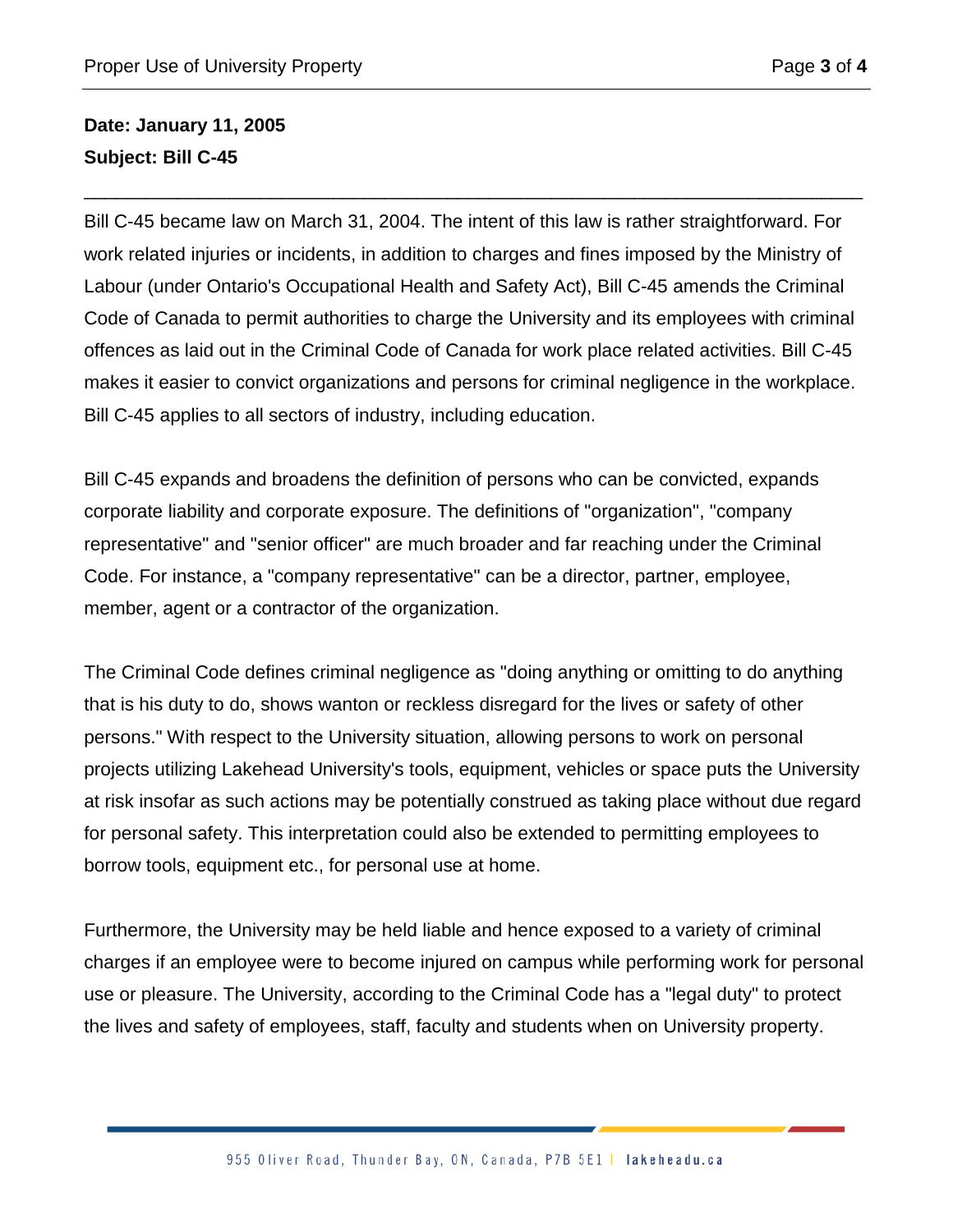**Date: January 11, 2005**
**Subject: Bill C-45**

---

Bill C-45 became law on March 31, 2004. The intent of this law is rather straightforward. For work related injuries or incidents, in addition to charges and fines imposed by the Ministry of Labour (under Ontario's Occupational Health and Safety Act), Bill C-45 amends the Criminal Code of Canada to permit authorities to charge the University and its employees with criminal offences as laid out in the Criminal Code of Canada for work place related activities. Bill C-45 makes it easier to convict organizations and persons for criminal negligence in the workplace. Bill C-45 applies to all sectors of industry, including education.

Bill C-45 expands and broadens the definition of persons who can be convicted, expands corporate liability and corporate exposure. The definitions of "organization", "company representative" and "senior officer" are much broader and far reaching under the Criminal Code. For instance, a "company representative" can be a director, partner, employee, member, agent or a contractor of the organization.

The Criminal Code defines criminal negligence as "doing anything or omitting to do anything that is his duty to do, shows wanton or reckless disregard for the lives or safety of other persons." With respect to the University situation, allowing persons to work on personal projects utilizing Lakehead University's tools, equipment, vehicles or space puts the University at risk insofar as such actions may be potentially construed as taking place without due regard for personal safety. This interpretation could also be extended to permitting employees to borrow tools, equipment etc., for personal use at home.

Furthermore, the University may be held liable and hence exposed to a variety of criminal charges if an employee were to become injured on campus while performing work for personal use or pleasure. The University, according to the Criminal Code has a "legal duty" to protect the lives and safety of employees, staff, faculty and students when on University property.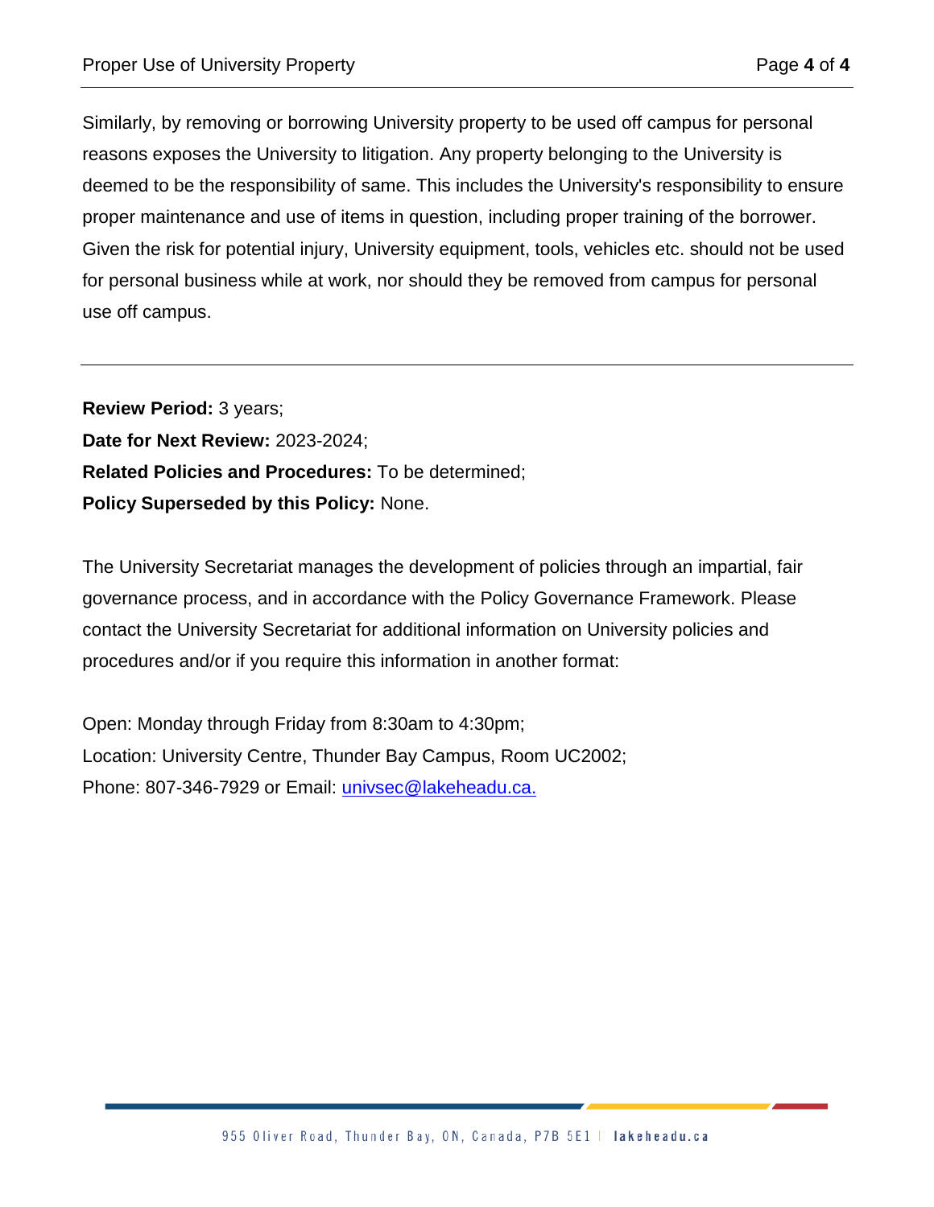Similarly, by removing or borrowing University property to be used off campus for personal reasons exposes the University to litigation. Any property belonging to the University is deemed to be the responsibility of same. This includes the University's responsibility to ensure proper maintenance and use of items in question, including proper training of the borrower. Given the risk for potential injury, University equipment, tools, vehicles etc. should not be used for personal business while at work, nor should they be removed from campus for personal use off campus.

---

**Review Period:** 3 years;
**Date for Next Review:** 2023-2024;
**Related Policies and Procedures:** To be determined;
**Policy Superseded by this Policy:** None.

The University Secretariat manages the development of policies through an impartial, fair governance process, and in accordance with the Policy Governance Framework. Please contact the University Secretariat for additional information on University policies and procedures and/or if you require this information in another format:

Open: Monday through Friday from 8:30am to 4:30pm;
Location: University Centre, Thunder Bay Campus, Room UC2002;
Phone: 807-346-7929 or Email: [univsec@lakeheadu.ca.](mailto:univsec@lakeheadu.ca)